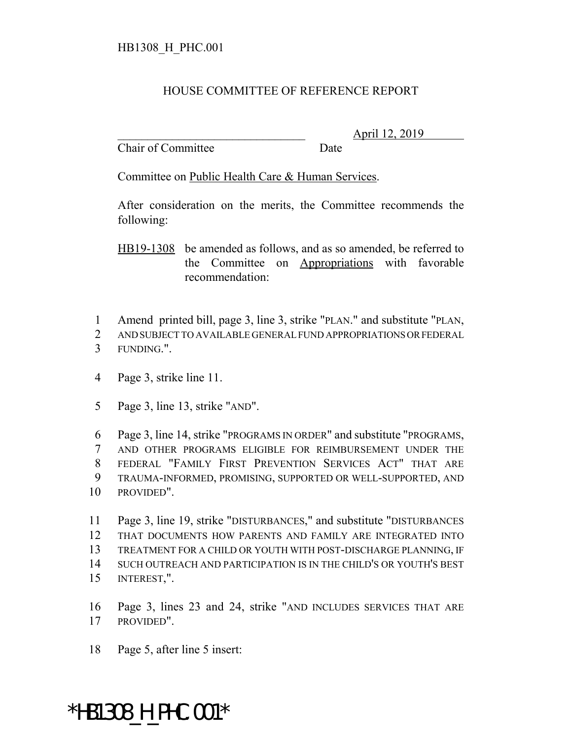HB1308_H_PHC.001

HOUSE COMMITTEE OF REFERENCE REPORT

_______________________________ April 12, 2019
Chair of Committee Date

Committee on Public Health Care & Human Services.

After consideration on the merits, the Committee recommends the following:

HB19-1308 be amended as follows, and as so amended, be referred to the Committee on Appropriations with favorable recommendation:

1 Amend printed bill, page 3, line 3, strike "PLAN." and substitute "PLAN,
2 AND SUBJECT TO AVAILABLE GENERAL FUND APPROPRIATIONS OR FEDERAL
3 FUNDING.".

4 Page 3, strike line 11.

5 Page 3, line 13, strike "AND".

6 Page 3, line 14, strike "PROGRAMS IN ORDER" and substitute "PROGRAMS,
7 AND OTHER PROGRAMS ELIGIBLE FOR REIMBURSEMENT UNDER THE
8 FEDERAL "FAMILY FIRST PREVENTION SERVICES ACT" THAT ARE
9 TRAUMA-INFORMED, PROMISING, SUPPORTED OR WELL-SUPPORTED, AND
10 PROVIDED".

11 Page 3, line 19, strike "DISTURBANCES," and substitute "DISTURBANCES
12 THAT DOCUMENTS HOW PARENTS AND FAMILY ARE INTEGRATED INTO
13 TREATMENT FOR A CHILD OR YOUTH WITH POST-DISCHARGE PLANNING, IF
14 SUCH OUTREACH AND PARTICIPATION IS IN THE CHILD'S OR YOUTH'S BEST
15 INTEREST,".

16 Page 3, lines 23 and 24, strike "AND INCLUDES SERVICES THAT ARE
17 PROVIDED".

18 Page 5, after line 5 insert:

*HB1308_H_PHC.001*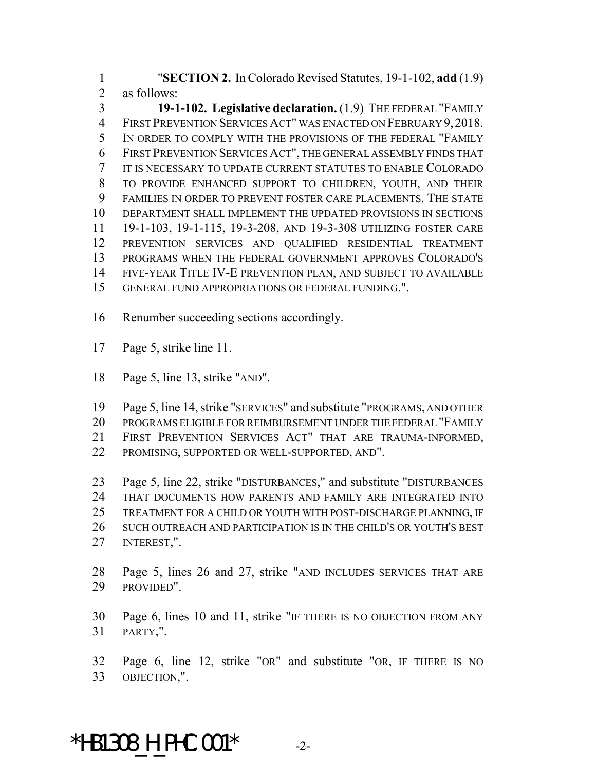"**SECTION 2.** In Colorado Revised Statutes, 19-1-102, **add** (1.9) as follows:

**19-1-102. Legislative declaration.** (1.9) THE FEDERAL "FAMILY FIRST PREVENTION SERVICES ACT" WAS ENACTED ON FEBRUARY 9, 2018. IN ORDER TO COMPLY WITH THE PROVISIONS OF THE FEDERAL "FAMILY FIRST PREVENTION SERVICES ACT", THE GENERAL ASSEMBLY FINDS THAT IT IS NECESSARY TO UPDATE CURRENT STATUTES TO ENABLE COLORADO TO PROVIDE ENHANCED SUPPORT TO CHILDREN, YOUTH, AND THEIR FAMILIES IN ORDER TO PREVENT FOSTER CARE PLACEMENTS. THE STATE DEPARTMENT SHALL IMPLEMENT THE UPDATED PROVISIONS IN SECTIONS 19-1-103, 19-1-115, 19-3-208, AND 19-3-308 UTILIZING FOSTER CARE PREVENTION SERVICES AND QUALIFIED RESIDENTIAL TREATMENT PROGRAMS WHEN THE FEDERAL GOVERNMENT APPROVES COLORADO'S FIVE-YEAR TITLE IV-E PREVENTION PLAN, AND SUBJECT TO AVAILABLE GENERAL FUND APPROPRIATIONS OR FEDERAL FUNDING.".

Renumber succeeding sections accordingly.

Page 5, strike line 11.

Page 5, line 13, strike "AND".

Page 5, line 14, strike "SERVICES" and substitute "PROGRAMS, AND OTHER PROGRAMS ELIGIBLE FOR REIMBURSEMENT UNDER THE FEDERAL "FAMILY FIRST PREVENTION SERVICES ACT" THAT ARE TRAUMA-INFORMED, PROMISING, SUPPORTED OR WELL-SUPPORTED, AND".

Page 5, line 22, strike "DISTURBANCES," and substitute "DISTURBANCES THAT DOCUMENTS HOW PARENTS AND FAMILY ARE INTEGRATED INTO TREATMENT FOR A CHILD OR YOUTH WITH POST-DISCHARGE PLANNING, IF SUCH OUTREACH AND PARTICIPATION IS IN THE CHILD'S OR YOUTH'S BEST INTEREST,".

Page 5, lines 26 and 27, strike "AND INCLUDES SERVICES THAT ARE PROVIDED".

Page 6, lines 10 and 11, strike "IF THERE IS NO OBJECTION FROM ANY PARTY,".

Page 6, line 12, strike "OR" and substitute "OR, IF THERE IS NO OBJECTION,".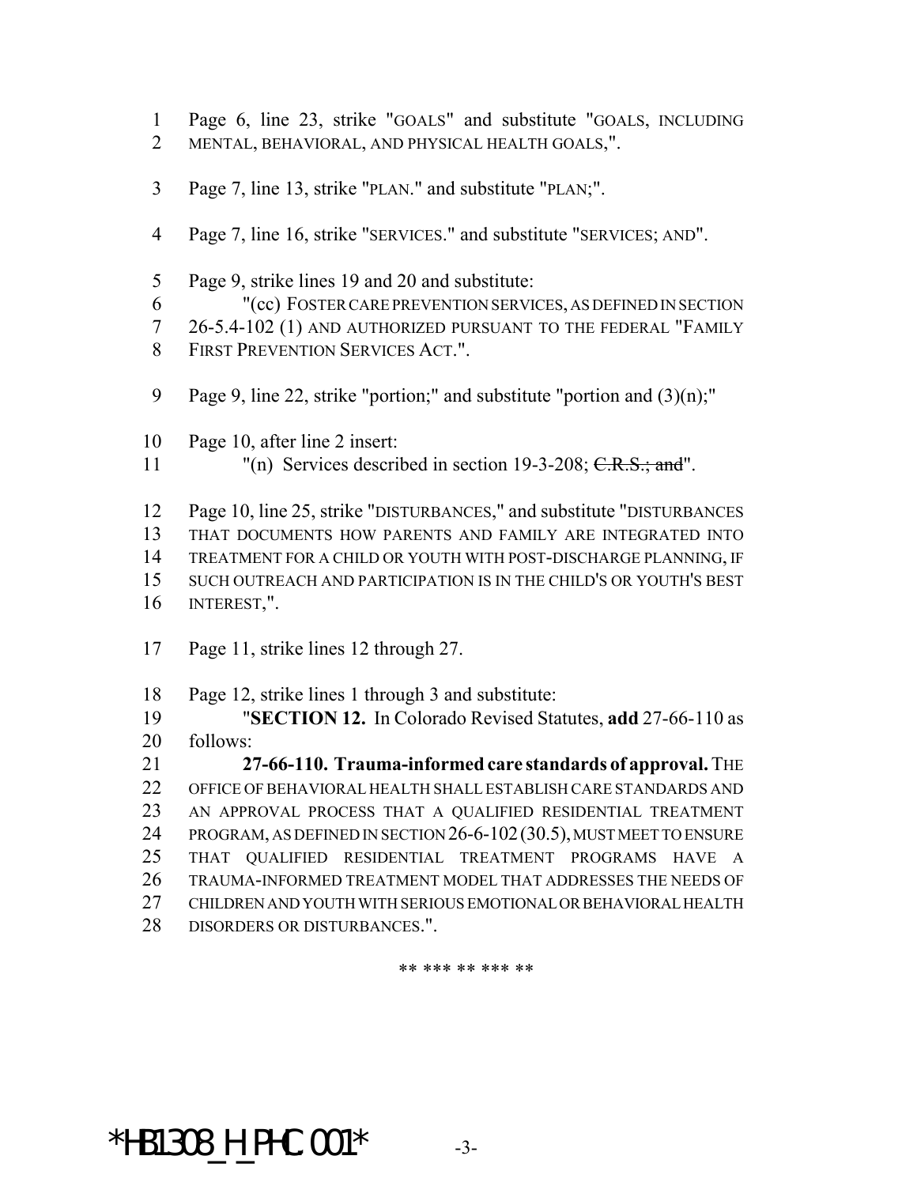Page 6, line 23, strike "GOALS" and substitute "GOALS, INCLUDING MENTAL, BEHAVIORAL, AND PHYSICAL HEALTH GOALS,".

Page 7, line 13, strike "PLAN." and substitute "PLAN;".

Page 7, line 16, strike "SERVICES." and substitute "SERVICES; AND".

Page 9, strike lines 19 and 20 and substitute:

"(cc) FOSTER CARE PREVENTION SERVICES, AS DEFINED IN SECTION 26-5.4-102 (1) AND AUTHORIZED PURSUANT TO THE FEDERAL "FAMILY FIRST PREVENTION SERVICES ACT".".

Page 9, line 22, strike "portion;" and substitute "portion and (3)(n);"

Page 10, after line 2 insert:

"(n) Services described in section 19-3-208; ~~C.R.S.; and~~".

Page 10, line 25, strike "DISTURBANCES," and substitute "DISTURBANCES THAT DOCUMENTS HOW PARENTS AND FAMILY ARE INTEGRATED INTO TREATMENT FOR A CHILD OR YOUTH WITH POST-DISCHARGE PLANNING, IF SUCH OUTREACH AND PARTICIPATION IS IN THE CHILD'S OR YOUTH'S BEST INTEREST,".

Page 11, strike lines 12 through 27.

Page 12, strike lines 1 through 3 and substitute:

"**SECTION 12.** In Colorado Revised Statutes, **add** 27-66-110 as follows:

**27-66-110. Trauma-informed care standards of approval.** THE OFFICE OF BEHAVIORAL HEALTH SHALL ESTABLISH CARE STANDARDS AND AN APPROVAL PROCESS THAT A QUALIFIED RESIDENTIAL TREATMENT PROGRAM, AS DEFINED IN SECTION 26-6-102 (30.5), MUST MEET TO ENSURE THAT QUALIFIED RESIDENTIAL TREATMENT PROGRAMS HAVE A TRAUMA-INFORMED TREATMENT MODEL THAT ADDRESSES THE NEEDS OF CHILDREN AND YOUTH WITH SERIOUS EMOTIONAL OR BEHAVIORAL HEALTH DISORDERS OR DISTURBANCES.".

** *** ** *** **

*HB1308_H_PHC.001*